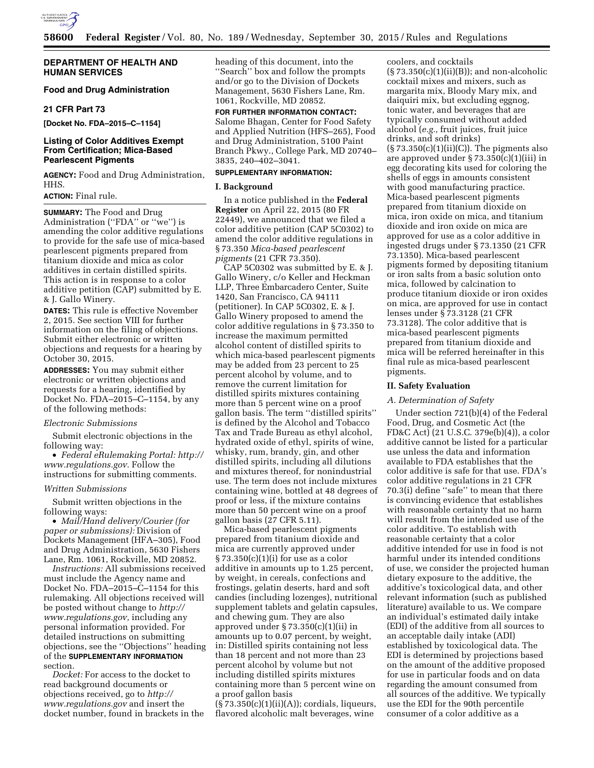**DEPARTMENT OF HEALTH AND HUMAN SERVICES**

**Food and Drug Administration**

**21 CFR Part 73**

**[Docket No. FDA–2015–C–1154]**

## Listing of Color Additives Exempt From Certification; Mica-Based Pearlescent Pigments

**AGENCY:** Food and Drug Administration, HHS.

**ACTION:** Final rule.

**SUMMARY:** The Food and Drug Administration (''FDA'' or ''we'') is amending the color additive regulations to provide for the safe use of mica-based pearlescent pigments prepared from titanium dioxide and mica as color additives in certain distilled spirits. This action is in response to a color additive petition (CAP) submitted by E. & J. Gallo Winery.

**DATES:** This rule is effective November 2, 2015. See section VIII for further information on the filing of objections. Submit either electronic or written objections and requests for a hearing by October 30, 2015.

**ADDRESSES:** You may submit either electronic or written objections and requests for a hearing, identified by Docket No. FDA–2015–C–1154, by any of the following methods:

*Electronic Submissions*

Submit electronic objections in the following way:

- *Federal eRulemaking Portal: http://www.regulations.gov.* Follow the instructions for submitting comments.

*Written Submissions*

Submit written objections in the following ways:

- *Mail/Hand delivery/Courier (for paper or submissions):* Division of Dockets Management (HFA–305), Food and Drug Administration, 5630 Fishers Lane, Rm. 1061, Rockville, MD 20852.

*Instructions:* All submissions received must include the Agency name and Docket No. FDA–2015–C–1154 for this rulemaking. All objections received will be posted without change to *http://www.regulations.gov,* including any personal information provided. For detailed instructions on submitting objections, see the ''Objections'' heading of the **SUPPLEMENTARY INFORMATION** section.

*Docket:* For access to the docket to read background documents or objections received, go to *http://www.regulations.gov* and insert the docket number, found in brackets in the heading of this document, into the ''Search'' box and follow the prompts and/or go to the Division of Dockets Management, 5630 Fishers Lane, Rm. 1061, Rockville, MD 20852.

**FOR FURTHER INFORMATION CONTACT:** Salome Bhagan, Center for Food Safety and Applied Nutrition (HFS–265), Food and Drug Administration, 5100 Paint Branch Pkwy., College Park, MD 20740–3835, 240–402–3041.

**SUPPLEMENTARY INFORMATION:**

### I. Background

In a notice published in the **Federal Register** on April 22, 2015 (80 FR 22449), we announced that we filed a color additive petition (CAP 5C0302) to amend the color additive regulations in § 73.350 *Mica-based pearlescent pigments* (21 CFR 73.350).

CAP 5C0302 was submitted by E. & J. Gallo Winery, c/o Keller and Heckman LLP, Three Embarcadero Center, Suite 1420, San Francisco, CA 94111 (petitioner). In CAP 5C0302, E. & J. Gallo Winery proposed to amend the color additive regulations in § 73.350 to increase the maximum permitted alcohol content of distilled spirits to which mica-based pearlescent pigments may be added from 23 percent to 25 percent alcohol by volume, and to remove the current limitation for distilled spirits mixtures containing more than 5 percent wine on a proof gallon basis. The term ''distilled spirits'' is defined by the Alcohol and Tobacco Tax and Trade Bureau as ethyl alcohol, hydrated oxide of ethyl, spirits of wine, whisky, rum, brandy, gin, and other distilled spirits, including all dilutions and mixtures thereof, for nonindustrial use. The term does not include mixtures containing wine, bottled at 48 degrees of proof or less, if the mixture contains more than 50 percent wine on a proof gallon basis (27 CFR 5.11).

Mica-based pearlescent pigments prepared from titanium dioxide and mica are currently approved under § 73.350(c)(1)(i) for use as a color additive in amounts up to 1.25 percent, by weight, in cereals, confections and frostings, gelatin deserts, hard and soft candies (including lozenges), nutritional supplement tablets and gelatin capsules, and chewing gum. They are also approved under § 73.350(c)(1)(ii) in amounts up to 0.07 percent, by weight, in: Distilled spirits containing not less than 18 percent and not more than 23 percent alcohol by volume but not including distilled spirits mixtures containing more than 5 percent wine on a proof gallon basis (§ 73.350(c)(1)(ii)(A)); cordials, liqueurs, flavored alcoholic malt beverages, wine coolers, and cocktails (§ 73.350(c)(1)(ii)(B)); and non-alcoholic cocktail mixes and mixers, such as margarita mix, Bloody Mary mix, and daiquiri mix, but excluding eggnog, tonic water, and beverages that are typically consumed without added alcohol (*e.g.,* fruit juices, fruit juice drinks, and soft drinks) (§ 73.350(c)(1)(ii)(C)). The pigments also are approved under § 73.350(c)(1)(iii) in egg decorating kits used for coloring the shells of eggs in amounts consistent with good manufacturing practice. Mica-based pearlescent pigments prepared from titanium dioxide on mica, iron oxide on mica, and titanium dioxide and iron oxide on mica are approved for use as a color additive in ingested drugs under § 73.1350 (21 CFR 73.1350). Mica-based pearlescent pigments formed by depositing titanium or iron salts from a basic solution onto mica, followed by calcination to produce titanium dioxide or iron oxides on mica, are approved for use in contact lenses under § 73.3128 (21 CFR 73.3128). The color additive that is mica-based pearlescent pigments prepared from titanium dioxide and mica will be referred hereinafter in this final rule as mica-based pearlescent pigments.

### II. Safety Evaluation

*A. Determination of Safety*

Under section 721(b)(4) of the Federal Food, Drug, and Cosmetic Act (the FD&C Act) (21 U.S.C. 379e(b)(4)), a color additive cannot be listed for a particular use unless the data and information available to FDA establishes that the color additive is safe for that use. FDA's color additive regulations in 21 CFR 70.3(i) define ''safe'' to mean that there is convincing evidence that establishes with reasonable certainty that no harm will result from the intended use of the color additive. To establish with reasonable certainty that a color additive intended for use in food is not harmful under its intended conditions of use, we consider the projected human dietary exposure to the additive, the additive's toxicological data, and other relevant information (such as published literature) available to us. We compare an individual's estimated daily intake (EDI) of the additive from all sources to an acceptable daily intake (ADI) established by toxicological data. The EDI is determined by projections based on the amount of the additive proposed for use in particular foods and on data regarding the amount consumed from all sources of the additive. We typically use the EDI for the 90th percentile consumer of a color additive as a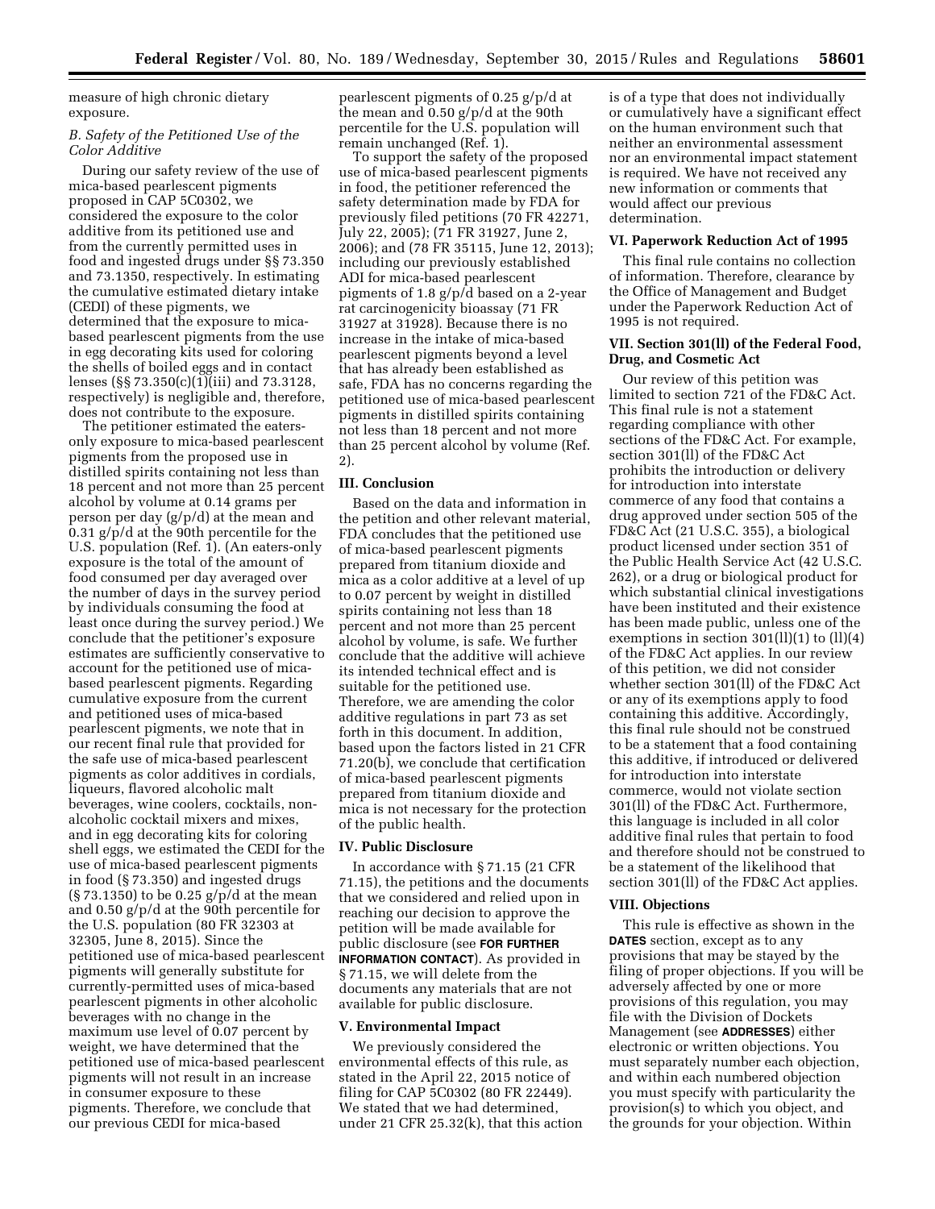measure of high chronic dietary exposure.

### B. Safety of the Petitioned Use of the Color Additive

During our safety review of the use of mica-based pearlescent pigments proposed in CAP 5C0302, we considered the exposure to the color additive from its petitioned use and from the currently permitted uses in food and ingested drugs under §§ 73.350 and 73.1350, respectively. In estimating the cumulative estimated dietary intake (CEDI) of these pigments, we determined that the exposure to mica-based pearlescent pigments from the use in egg decorating kits used for coloring the shells of boiled eggs and in contact lenses (§§ 73.350(c)(1)(iii) and 73.3128, respectively) is negligible and, therefore, does not contribute to the exposure.

The petitioner estimated the eaters-only exposure to mica-based pearlescent pigments from the proposed use in distilled spirits containing not less than 18 percent and not more than 25 percent alcohol by volume at 0.14 grams per person per day (g/p/d) at the mean and 0.31 g/p/d at the 90th percentile for the U.S. population (Ref. 1). (An eaters-only exposure is the total of the amount of food consumed per day averaged over the number of days in the survey period by individuals consuming the food at least once during the survey period.) We conclude that the petitioner's exposure estimates are sufficiently conservative to account for the petitioned use of mica-based pearlescent pigments. Regarding cumulative exposure from the current and petitioned uses of mica-based pearlescent pigments, we note that in our recent final rule that provided for the safe use of mica-based pearlescent pigments as color additives in cordials, liqueurs, flavored alcoholic malt beverages, wine coolers, cocktails, non-alcoholic cocktail mixers and mixes, and in egg decorating kits for coloring shell eggs, we estimated the CEDI for the use of mica-based pearlescent pigments in food (§ 73.350) and ingested drugs (§ 73.1350) to be 0.25 g/p/d at the mean and 0.50 g/p/d at the 90th percentile for the U.S. population (80 FR 32303 at 32305, June 8, 2015). Since the petitioned use of mica-based pearlescent pigments will generally substitute for currently-permitted uses of mica-based pearlescent pigments in other alcoholic beverages with no change in the maximum use level of 0.07 percent by weight, we have determined that the petitioned use of mica-based pearlescent pigments will not result in an increase in consumer exposure to these pigments. Therefore, we conclude that our previous CEDI for mica-based pearlescent pigments of 0.25 g/p/d at the mean and 0.50 g/p/d at the 90th percentile for the U.S. population will remain unchanged (Ref. 1).

To support the safety of the proposed use of mica-based pearlescent pigments in food, the petitioner referenced the safety determination made by FDA for previously filed petitions (70 FR 42271, July 22, 2005); (71 FR 31927, June 2, 2006); and (78 FR 35115, June 12, 2013); including our previously established ADI for mica-based pearlescent pigments of 1.8 g/p/d based on a 2-year rat carcinogenicity bioassay (71 FR 31927 at 31928). Because there is no increase in the intake of mica-based pearlescent pigments beyond a level that has already been established as safe, FDA has no concerns regarding the petitioned use of mica-based pearlescent pigments in distilled spirits containing not less than 18 percent and not more than 25 percent alcohol by volume (Ref. 2).

## III. Conclusion

Based on the data and information in the petition and other relevant material, FDA concludes that the petitioned use of mica-based pearlescent pigments prepared from titanium dioxide and mica as a color additive at a level of up to 0.07 percent by weight in distilled spirits containing not less than 18 percent and not more than 25 percent alcohol by volume, is safe. We further conclude that the additive will achieve its intended technical effect and is suitable for the petitioned use. Therefore, we are amending the color additive regulations in part 73 as set forth in this document. In addition, based upon the factors listed in 21 CFR 71.20(b), we conclude that certification of mica-based pearlescent pigments prepared from titanium dioxide and mica is not necessary for the protection of the public health.

## IV. Public Disclosure

In accordance with § 71.15 (21 CFR 71.15), the petitions and the documents that we considered and relied upon in reaching our decision to approve the petition will be made available for public disclosure (see **FOR FURTHER INFORMATION CONTACT**). As provided in § 71.15, we will delete from the documents any materials that are not available for public disclosure.

## V. Environmental Impact

We previously considered the environmental effects of this rule, as stated in the April 22, 2015 notice of filing for CAP 5C0302 (80 FR 22449). We stated that we had determined, under 21 CFR 25.32(k), that this action is of a type that does not individually or cumulatively have a significant effect on the human environment such that neither an environmental assessment nor an environmental impact statement is required. We have not received any new information or comments that would affect our previous determination.

## VI. Paperwork Reduction Act of 1995

This final rule contains no collection of information. Therefore, clearance by the Office of Management and Budget under the Paperwork Reduction Act of 1995 is not required.

## VII. Section 301(ll) of the Federal Food, Drug, and Cosmetic Act

Our review of this petition was limited to section 721 of the FD&C Act. This final rule is not a statement regarding compliance with other sections of the FD&C Act. For example, section 301(ll) of the FD&C Act prohibits the introduction or delivery for introduction into interstate commerce of any food that contains a drug approved under section 505 of the FD&C Act (21 U.S.C. 355), a biological product licensed under section 351 of the Public Health Service Act (42 U.S.C. 262), or a drug or biological product for which substantial clinical investigations have been instituted and their existence has been made public, unless one of the exemptions in section 301(ll)(1) to (ll)(4) of the FD&C Act applies. In our review of this petition, we did not consider whether section 301(ll) of the FD&C Act or any of its exemptions apply to food containing this additive. Accordingly, this final rule should not be construed to be a statement that a food containing this additive, if introduced or delivered for introduction into interstate commerce, would not violate section 301(ll) of the FD&C Act. Furthermore, this language is included in all color additive final rules that pertain to food and therefore should not be construed to be a statement of the likelihood that section 301(ll) of the FD&C Act applies.

## VIII. Objections

This rule is effective as shown in the **DATES** section, except as to any provisions that may be stayed by the filing of proper objections. If you will be adversely affected by one or more provisions of this regulation, you may file with the Division of Dockets Management (see **ADDRESSES**) either electronic or written objections. You must separately number each objection, and within each numbered objection you must specify with particularity the provision(s) to which you object, and the grounds for your objection. Within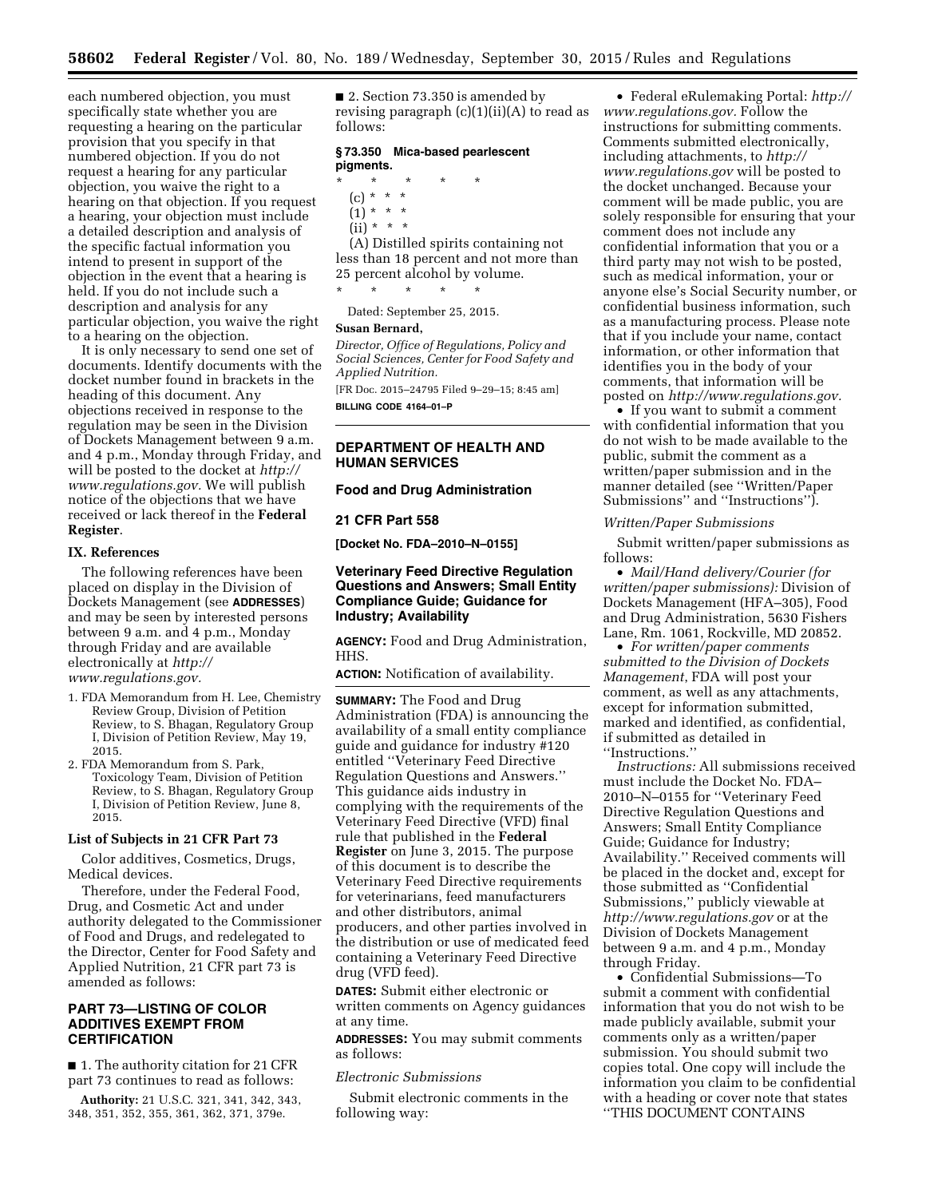each numbered objection, you must specifically state whether you are requesting a hearing on the particular provision that you specify in that numbered objection. If you do not request a hearing for any particular objection, you waive the right to a hearing on that objection. If you request a hearing, your objection must include a detailed description and analysis of the specific factual information you intend to present in support of the objection in the event that a hearing is held. If you do not include such a description and analysis for any particular objection, you waive the right to a hearing on the objection.

It is only necessary to send one set of documents. Identify documents with the docket number found in brackets in the heading of this document. Any objections received in response to the regulation may be seen in the Division of Dockets Management between 9 a.m. and 4 p.m., Monday through Friday, and will be posted to the docket at *http://www.regulations.gov.* We will publish notice of the objections that we have received or lack thereof in the **Federal Register**.

### IX. References

The following references have been placed on display in the Division of Dockets Management (see **ADDRESSES**) and may be seen by interested persons between 9 a.m. and 4 p.m., Monday through Friday and are available electronically at *http://www.regulations.gov.*

1. FDA Memorandum from H. Lee, Chemistry Review Group, Division of Petition Review, to S. Bhagan, Regulatory Group I, Division of Petition Review, May 19, 2015.
2. FDA Memorandum from S. Park, Toxicology Team, Division of Petition Review, to S. Bhagan, Regulatory Group I, Division of Petition Review, June 8, 2015.

### List of Subjects in 21 CFR Part 73

Color additives, Cosmetics, Drugs, Medical devices.

Therefore, under the Federal Food, Drug, and Cosmetic Act and under authority delegated to the Commissioner of Food and Drugs, and redelegated to the Director, Center for Food Safety and Applied Nutrition, 21 CFR part 73 is amended as follows:

## PART 73—LISTING OF COLOR ADDITIVES EXEMPT FROM CERTIFICATION

■ 1. The authority citation for 21 CFR part 73 continues to read as follows:

**Authority:** 21 U.S.C. 321, 341, 342, 343, 348, 351, 352, 355, 361, 362, 371, 379e.

■ 2. Section 73.350 is amended by revising paragraph (c)(1)(ii)(A) to read as follows:

#### § 73.350 Mica-based pearlescent pigments.

\* \* \* \* \*

(c) \* \* \*

(1) \* \* \*

(ii) \* \* \*

(A) Distilled spirits containing not less than 18 percent and not more than 25 percent alcohol by volume.

\* \* \* \* \*

Dated: September 25, 2015.

**Susan Bernard,**

*Director, Office of Regulations, Policy and Social Sciences, Center for Food Safety and Applied Nutrition.*

[FR Doc. 2015–24795 Filed 9–29–15; 8:45 am]

**BILLING CODE 4164–01–P**

---

## DEPARTMENT OF HEALTH AND HUMAN SERVICES

### Food and Drug Administration

### 21 CFR Part 558

**[Docket No. FDA–2010–N–0155]**

### Veterinary Feed Directive Regulation Questions and Answers; Small Entity Compliance Guide; Guidance for Industry; Availability

**AGENCY:** Food and Drug Administration, HHS.

**ACTION:** Notification of availability.

**SUMMARY:** The Food and Drug Administration (FDA) is announcing the availability of a small entity compliance guide and guidance for industry #120 entitled ''Veterinary Feed Directive Regulation Questions and Answers.'' This guidance aids industry in complying with the requirements of the Veterinary Feed Directive (VFD) final rule that published in the **Federal Register** on June 3, 2015. The purpose of this document is to describe the Veterinary Feed Directive requirements for veterinarians, feed manufacturers and other distributors, animal producers, and other parties involved in the distribution or use of medicated feed containing a Veterinary Feed Directive drug (VFD feed).

**DATES:** Submit either electronic or written comments on Agency guidances at any time.

**ADDRESSES:** You may submit comments as follows:

*Electronic Submissions*

Submit electronic comments in the following way:

- Federal eRulemaking Portal: *http://www.regulations.gov.* Follow the instructions for submitting comments. Comments submitted electronically, including attachments, to *http://www.regulations.gov* will be posted to the docket unchanged. Because your comment will be made public, you are solely responsible for ensuring that your comment does not include any confidential information that you or a third party may not wish to be posted, such as medical information, your or anyone else's Social Security number, or confidential business information, such as a manufacturing process. Please note that if you include your name, contact information, or other information that identifies you in the body of your comments, that information will be posted on *http://www.regulations.gov.*
- If you want to submit a comment with confidential information that you do not wish to be made available to the public, submit the comment as a written/paper submission and in the manner detailed (see ''Written/Paper Submissions'' and ''Instructions'').

*Written/Paper Submissions*

Submit written/paper submissions as follows:

- *Mail/Hand delivery/Courier (for written/paper submissions):* Division of Dockets Management (HFA–305), Food and Drug Administration, 5630 Fishers Lane, Rm. 1061, Rockville, MD 20852.
- *For written/paper comments submitted to the Division of Dockets Management*, FDA will post your comment, as well as any attachments, except for information submitted, marked and identified, as confidential, if submitted as detailed in ''Instructions.''

*Instructions:* All submissions received must include the Docket No. FDA–2010–N–0155 for ''Veterinary Feed Directive Regulation Questions and Answers; Small Entity Compliance Guide; Guidance for Industry; Availability.'' Received comments will be placed in the docket and, except for those submitted as ''Confidential Submissions,'' publicly viewable at *http://www.regulations.gov* or at the Division of Dockets Management between 9 a.m. and 4 p.m., Monday through Friday.

- Confidential Submissions—To submit a comment with confidential information that you do not wish to be made publicly available, submit your comments only as a written/paper submission. You should submit two copies total. One copy will include the information you claim to be confidential with a heading or cover note that states ''THIS DOCUMENT CONTAINS